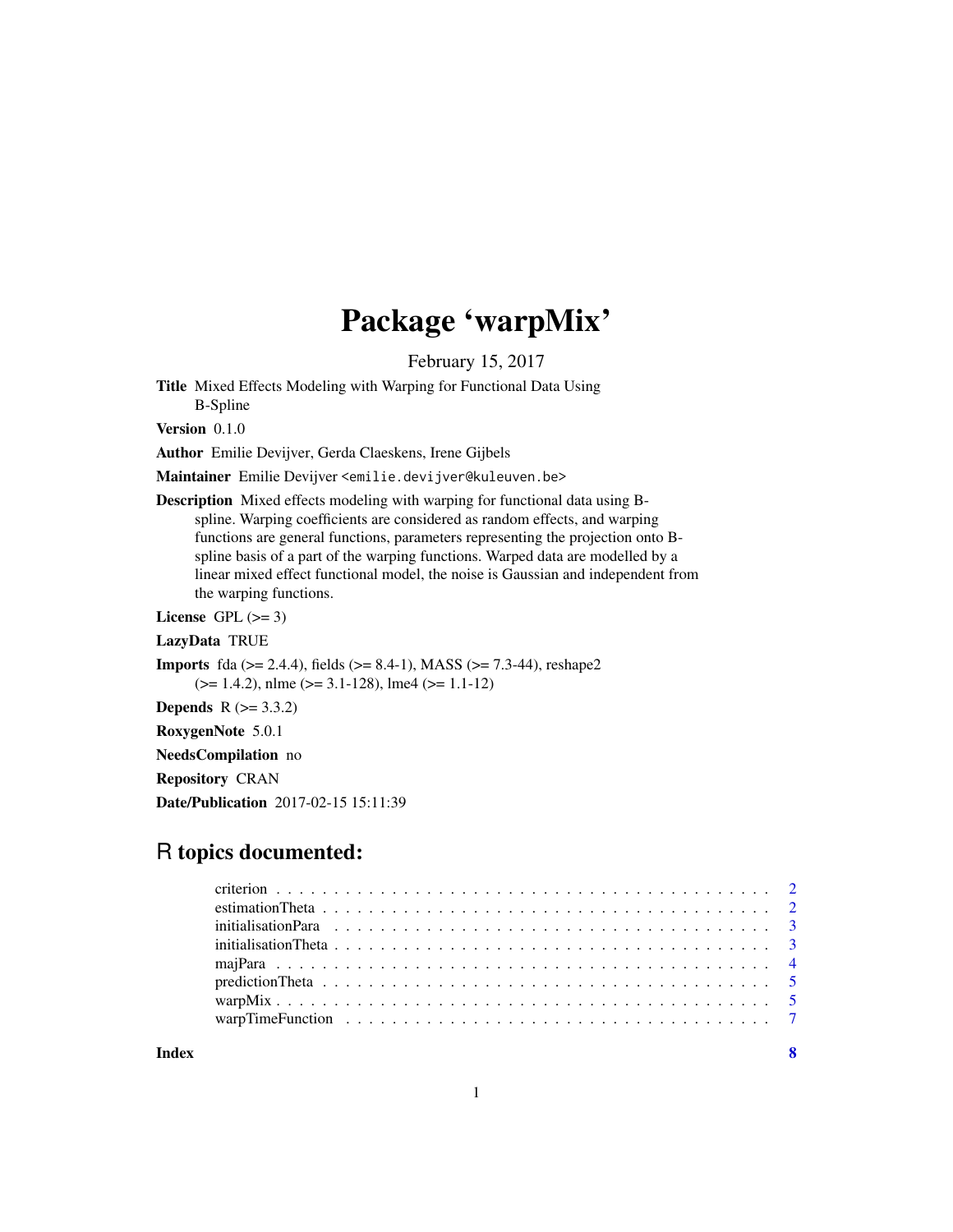# Package 'warpMix'

February 15, 2017

**Title** Mixed Effects Modeling with Warping for Functional Data Using B-Spline

**Version** 0.1.0

**Author** Emilie Devijver, Gerda Claeskens, Irene Gijbels

**Maintainer** Emilie Devijver <emilie.devijver@kuleuven.be>

**Description** Mixed effects modeling with warping for functional data using B-spline. Warping coefficients are considered as random effects, and warping functions are general functions, parameters representing the projection onto B-spline basis of a part of the warping functions. Warped data are modelled by a linear mixed effect functional model, the noise is Gaussian and independent from the warping functions.

**License** GPL (>= 3)

**LazyData** TRUE

**Imports** fda (>= 2.4.4), fields (>= 8.4-1), MASS (>= 7.3-44), reshape2 (>= 1.4.2), nlme (>= 3.1-128), lme4 (>= 1.1-12)

**Depends** R (>= 3.3.2)

**RoxygenNote** 5.0.1

**NeedsCompilation** no

**Repository** CRAN

**Date/Publication** 2017-02-15 15:11:39

## R topics documented:

| | |
|---|---|
| criterion | 2 |
| estimationTheta | 2 |
| initialisationPara | 3 |
| initialisationTheta | 3 |
| majPara | 4 |
| predictionTheta | 5 |
| warpMix | 5 |
| warpTimeFunction | 7 |
| **Index** | **8** |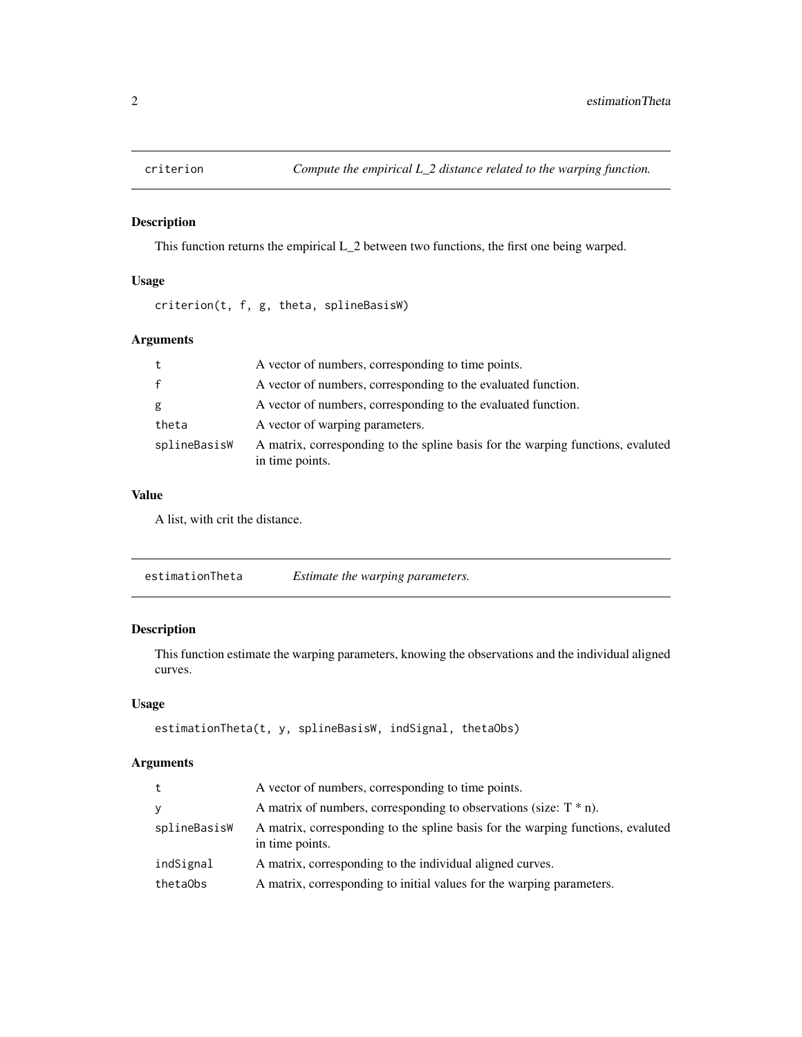## criterion — *Compute the empirical L_2 distance related to the warping function.*

### Description

This function returns the empirical L_2 between two functions, the first one being warped.

### Usage

```
criterion(t, f, g, theta, splineBasisW)
```

### Arguments

| | |
|---|---|
| t | A vector of numbers, corresponding to time points. |
| f | A vector of numbers, corresponding to the evaluated function. |
| g | A vector of numbers, corresponding to the evaluated function. |
| theta | A vector of warping parameters. |
| splineBasisW | A matrix, corresponding to the spline basis for the warping functions, evaluted in time points. |

### Value

A list, with crit the distance.

## estimationTheta — *Estimate the warping parameters.*

### Description

This function estimate the warping parameters, knowing the observations and the individual aligned curves.

### Usage

```
estimationTheta(t, y, splineBasisW, indSignal, thetaObs)
```

### Arguments

| | |
|---|---|
| t | A vector of numbers, corresponding to time points. |
| y | A matrix of numbers, corresponding to observations (size: T * n). |
| splineBasisW | A matrix, corresponding to the spline basis for the warping functions, evaluted in time points. |
| indSignal | A matrix, corresponding to the individual aligned curves. |
| thetaObs | A matrix, corresponding to initial values for the warping parameters. |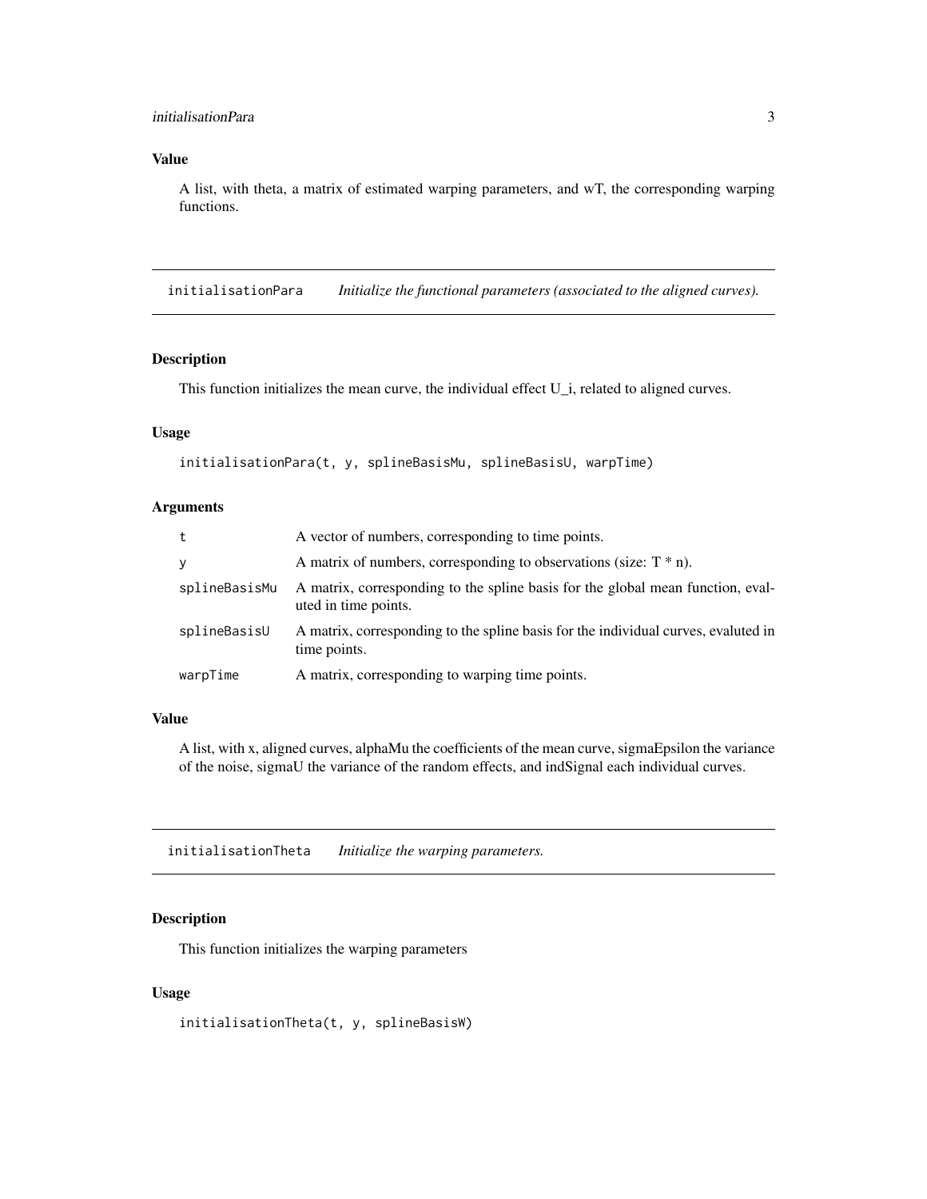### Value

A list, with theta, a matrix of estimated warping parameters, and wT, the corresponding warping functions.

---

## initialisationPara *Initialize the functional parameters (associated to the aligned curves).*

### Description

This function initializes the mean curve, the individual effect U_i, related to aligned curves.

### Usage

```
initialisationPara(t, y, splineBasisMu, splineBasisU, warpTime)
```

### Arguments

| | |
|---|---|
| t | A vector of numbers, corresponding to time points. |
| y | A matrix of numbers, corresponding to observations (size: T * n). |
| splineBasisMu | A matrix, corresponding to the spline basis for the global mean function, evaluted in time points. |
| splineBasisU | A matrix, corresponding to the spline basis for the individual curves, evaluted in time points. |
| warpTime | A matrix, corresponding to warping time points. |

### Value

A list, with x, aligned curves, alphaMu the coefficients of the mean curve, sigmaEpsilon the variance of the noise, sigmaU the variance of the random effects, and indSignal each individual curves.

---

## initialisationTheta *Initialize the warping parameters.*

### Description

This function initializes the warping parameters

### Usage

```
initialisationTheta(t, y, splineBasisW)
```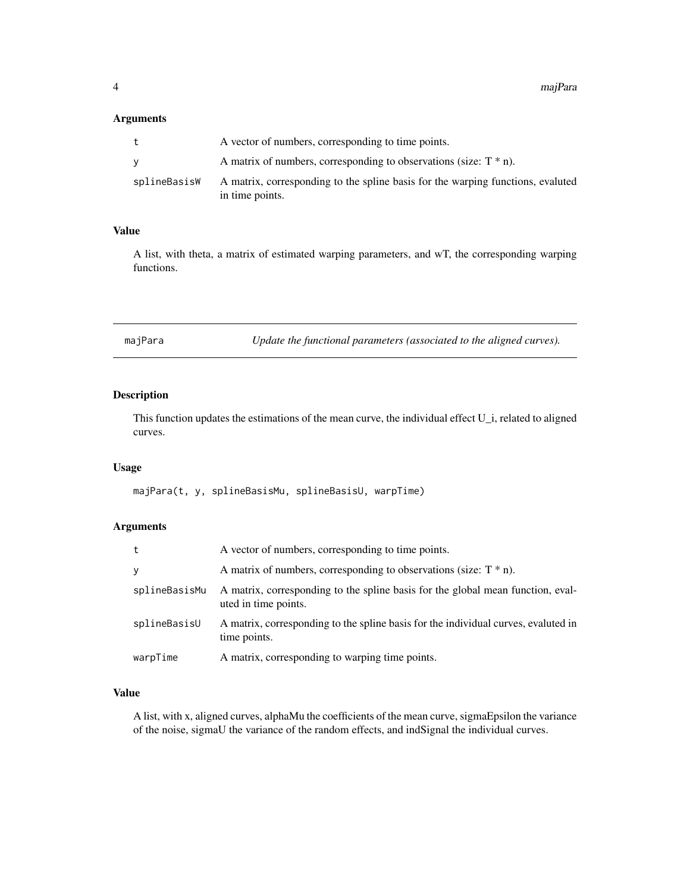## Arguments

| | |
|---|---|
| t | A vector of numbers, corresponding to time points. |
| y | A matrix of numbers, corresponding to observations (size: T * n). |
| splineBasisW | A matrix, corresponding to the spline basis for the warping functions, evaluted in time points. |

## Value

A list, with theta, a matrix of estimated warping parameters, and wT, the corresponding warping functions.

---

# majPara — *Update the functional parameters (associated to the aligned curves).*

---

## Description

This function updates the estimations of the mean curve, the individual effect U_i, related to aligned curves.

## Usage

```
majPara(t, y, splineBasisMu, splineBasisU, warpTime)
```

## Arguments

| | |
|---|---|
| t | A vector of numbers, corresponding to time points. |
| y | A matrix of numbers, corresponding to observations (size: T * n). |
| splineBasisMu | A matrix, corresponding to the spline basis for the global mean function, evaluted in time points. |
| splineBasisU | A matrix, corresponding to the spline basis for the individual curves, evaluted in time points. |
| warpTime | A matrix, corresponding to warping time points. |

## Value

A list, with x, aligned curves, alphaMu the coefficients of the mean curve, sigmaEpsilon the variance of the noise, sigmaU the variance of the random effects, and indSignal the individual curves.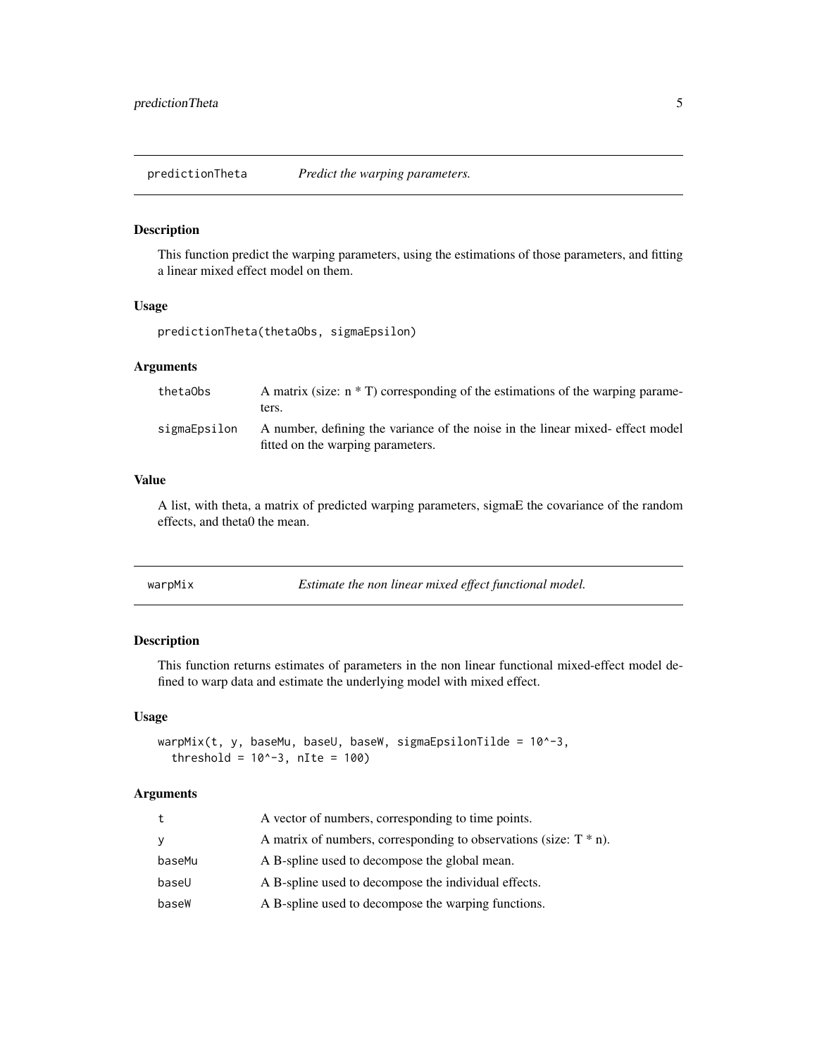## predictionTheta — *Predict the warping parameters.*

### Description

This function predict the warping parameters, using the estimations of those parameters, and fitting a linear mixed effect model on them.

### Usage

```
predictionTheta(thetaObs, sigmaEpsilon)
```

### Arguments

| | |
|---|---|
| thetaObs | A matrix (size: n * T) corresponding of the estimations of the warping parameters. |
| sigmaEpsilon | A number, defining the variance of the noise in the linear mixed- effect model fitted on the warping parameters. |

### Value

A list, with theta, a matrix of predicted warping parameters, sigmaE the covariance of the random effects, and theta0 the mean.

## warpMix — *Estimate the non linear mixed effect functional model.*

### Description

This function returns estimates of parameters in the non linear functional mixed-effect model defined to warp data and estimate the underlying model with mixed effect.

### Usage

```
warpMix(t, y, baseMu, baseU, baseW, sigmaEpsilonTilde = 10^-3,
  threshold = 10^-3, nIte = 100)
```

### Arguments

| | |
|---|---|
| t | A vector of numbers, corresponding to time points. |
| y | A matrix of numbers, corresponding to observations (size: T * n). |
| baseMu | A B-spline used to decompose the global mean. |
| baseU | A B-spline used to decompose the individual effects. |
| baseW | A B-spline used to decompose the warping functions. |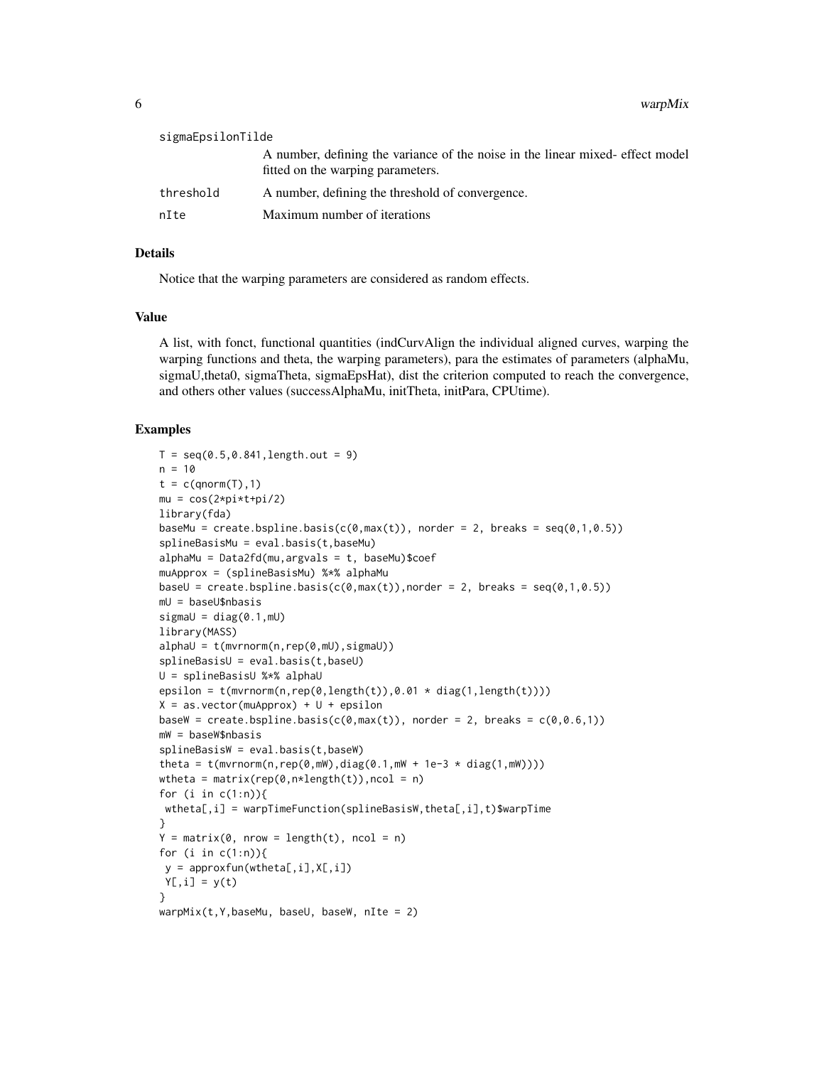sigmaEpsilonTilde
: A number, defining the variance of the noise in the linear mixed- effect model fitted on the warping parameters.

threshold
: A number, defining the threshold of convergence.

nIte
: Maximum number of iterations

## Details

Notice that the warping parameters are considered as random effects.

## Value

A list, with fonct, functional quantities (indCurvAlign the individual aligned curves, warping the warping functions and theta, the warping parameters), para the estimates of parameters (alphaMu, sigmaU,theta0, sigmaTheta, sigmaEpsHat), dist the criterion computed to reach the convergence, and others other values (successAlphaMu, initTheta, initPara, CPUtime).

## Examples

```
T = seq(0.5,0.841,length.out = 9)
n = 10
t = c(qnorm(T),1)
mu = cos(2*pi*t+pi/2)
library(fda)
baseMu = create.bspline.basis(c(0,max(t)), norder = 2, breaks = seq(0,1,0.5))
splineBasisMu = eval.basis(t,baseMu)
alphaMu = Data2fd(mu,argvals = t, baseMu)$coef
muApprox = (splineBasisMu) %*% alphaMu
baseU = create.bspline.basis(c(0,max(t)),norder = 2, breaks = seq(0,1,0.5))
mU = baseU$nbasis
sigmaU = diag(0.1,mU)
library(MASS)
alphaU = t(mvrnorm(n,rep(0,mU),sigmaU))
splineBasisU = eval.basis(t,baseU)
U = splineBasisU %*% alphaU
epsilon = t(mvrnorm(n,rep(0,length(t)),0.01 * diag(1,length(t))))
X = as.vector(muApprox) + U + epsilon
baseW = create.bspline.basis(c(0,max(t)), norder = 2, breaks = c(0,0.6,1))
mW = baseW$nbasis
splineBasisW = eval.basis(t,baseW)
theta = t(mvrnorm(n,rep(0,mW),diag(0.1,mW + 1e-3 * diag(1,mW))))
wtheta = matrix(rep(0,n*length(t)),ncol = n)
for (i in c(1:n)){
 wtheta[,i] = warpTimeFunction(splineBasisW,theta[,i],t)$warpTime
}
Y = matrix(0, nrow = length(t), ncol = n)
for (i in c(1:n)){
 y = approxfun(wtheta[,i],X[,i])
 Y[,i] = y(t)
}
warpMix(t,Y,baseMu, baseU, baseW, nIte = 2)
```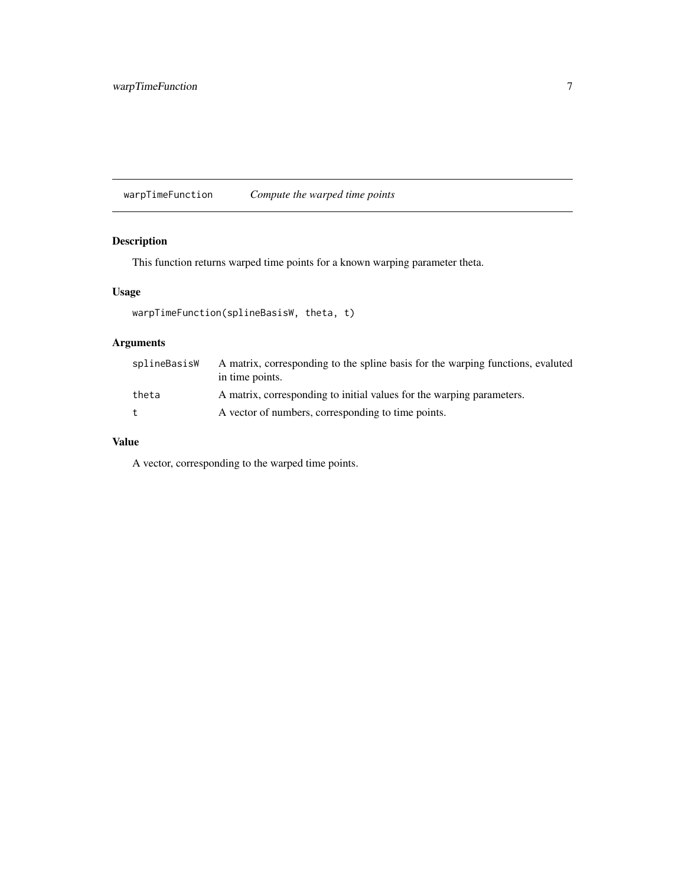# warpTimeFunction — *Compute the warped time points*

## Description

This function returns warped time points for a known warping parameter theta.

## Usage

```
warpTimeFunction(splineBasisW, theta, t)
```

## Arguments

| | |
|---|---|
| `splineBasisW` | A matrix, corresponding to the spline basis for the warping functions, evaluted in time points. |
| `theta` | A matrix, corresponding to initial values for the warping parameters. |
| `t` | A vector of numbers, corresponding to time points. |

## Value

A vector, corresponding to the warped time points.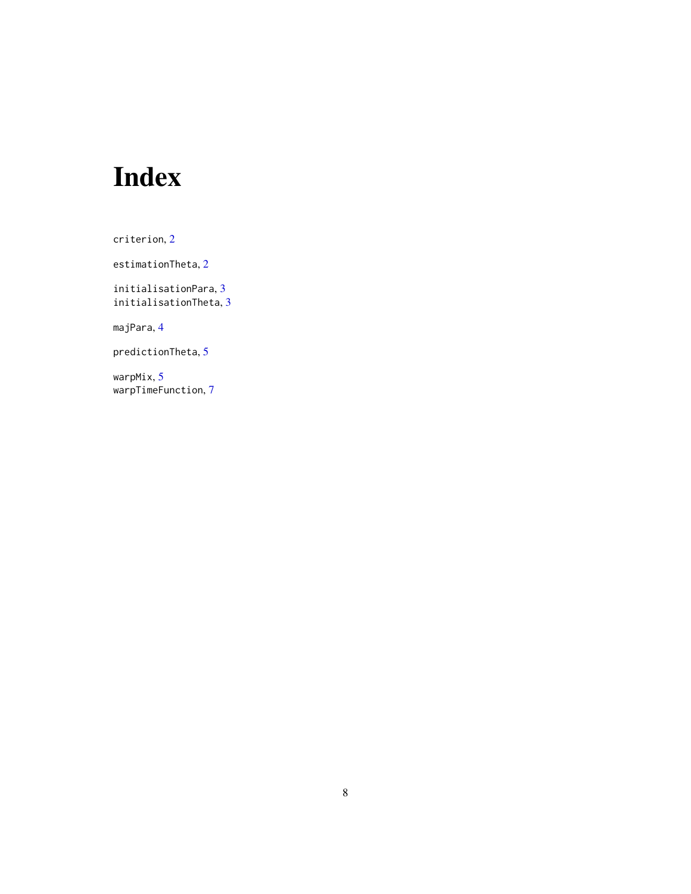# Index

criterion, 2

estimationTheta, 2

initialisationPara, 3
initialisationTheta, 3

majPara, 4

predictionTheta, 5

warpMix, 5
warpTimeFunction, 7